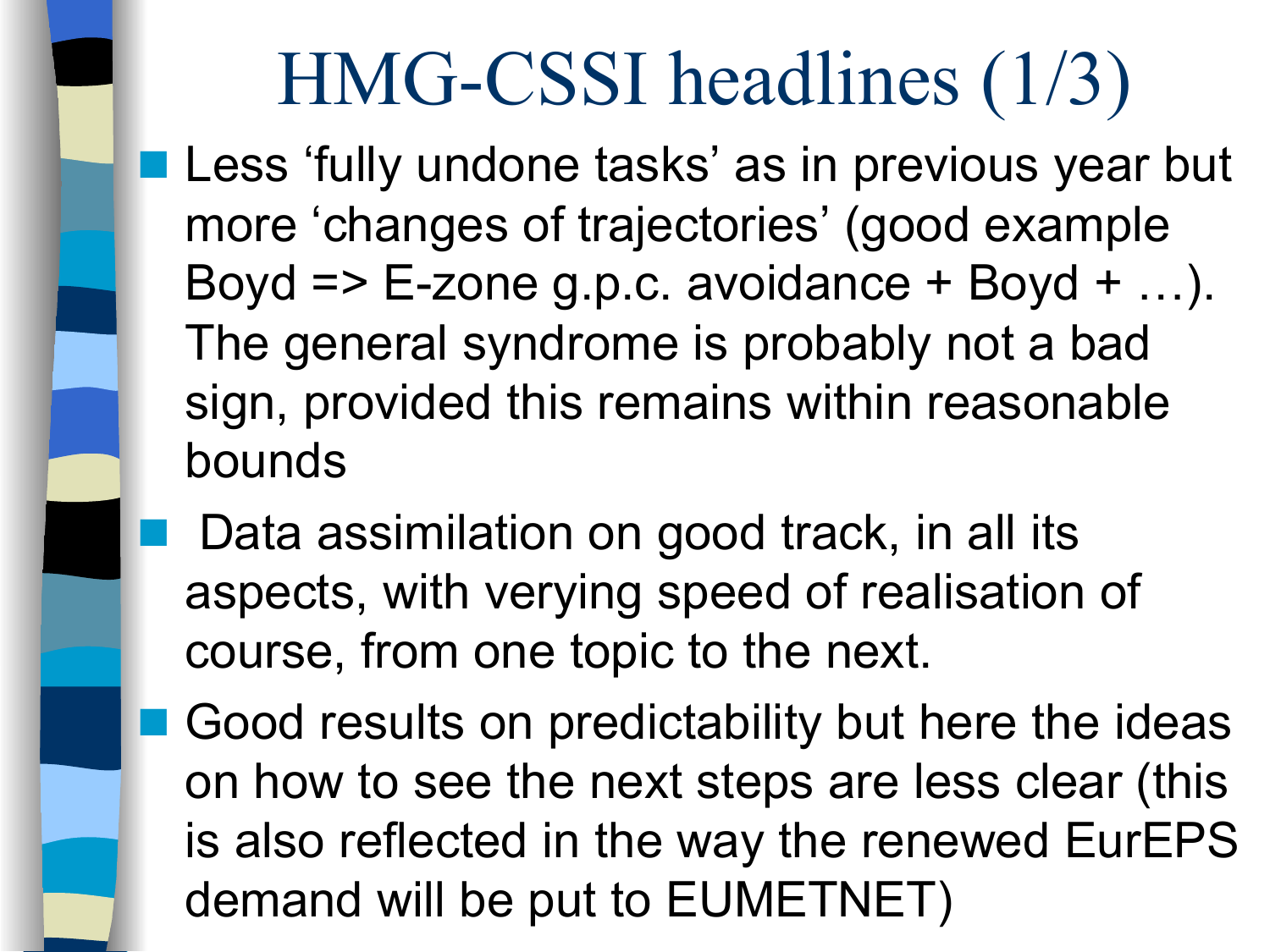# HMG-CSSI headlines (1/3)

- Less 'fully undone tasks' as in previous year but more 'changes of trajectories' (good example Boyd => E-zone g.p.c. avoidance + Boyd + …). The general syndrome is probably not a bad sign, provided this remains within reasonable bounds
- Data assimilation on good track, in all its aspects, with verying speed of realisation of course, from one topic to the next.
- Good results on predictability but here the ideas on how to see the next steps are less clear (this is also reflected in the way the renewed EurEPS demand will be put to EUMETNET)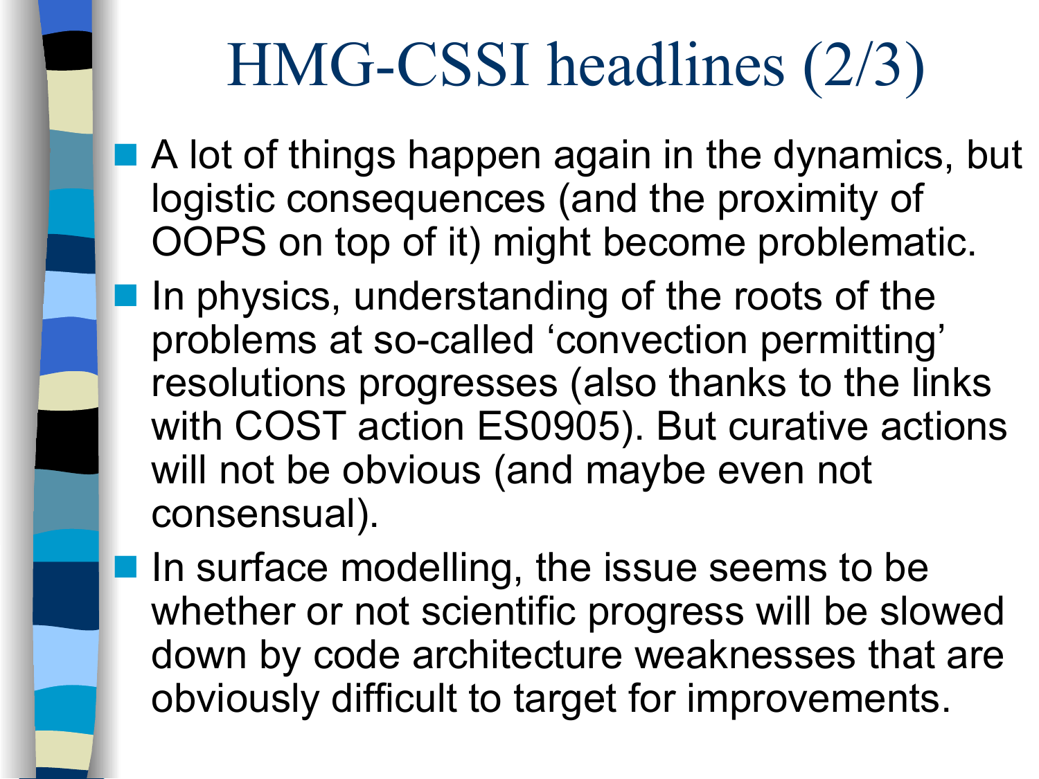# HMG-CSSI headlines (2/3)

- A lot of things happen again in the dynamics, but logistic consequences (and the proximity of OOPS on top of it) might become problematic.
- In physics, understanding of the roots of the problems at so-called ‘convection permitting’ resolutions progresses (also thanks to the links with COST action ES0905). But curative actions will not be obvious (and maybe even not consensual).
- In surface modelling, the issue seems to be whether or not scientific progress will be slowed down by code architecture weaknesses that are obviously difficult to target for improvements.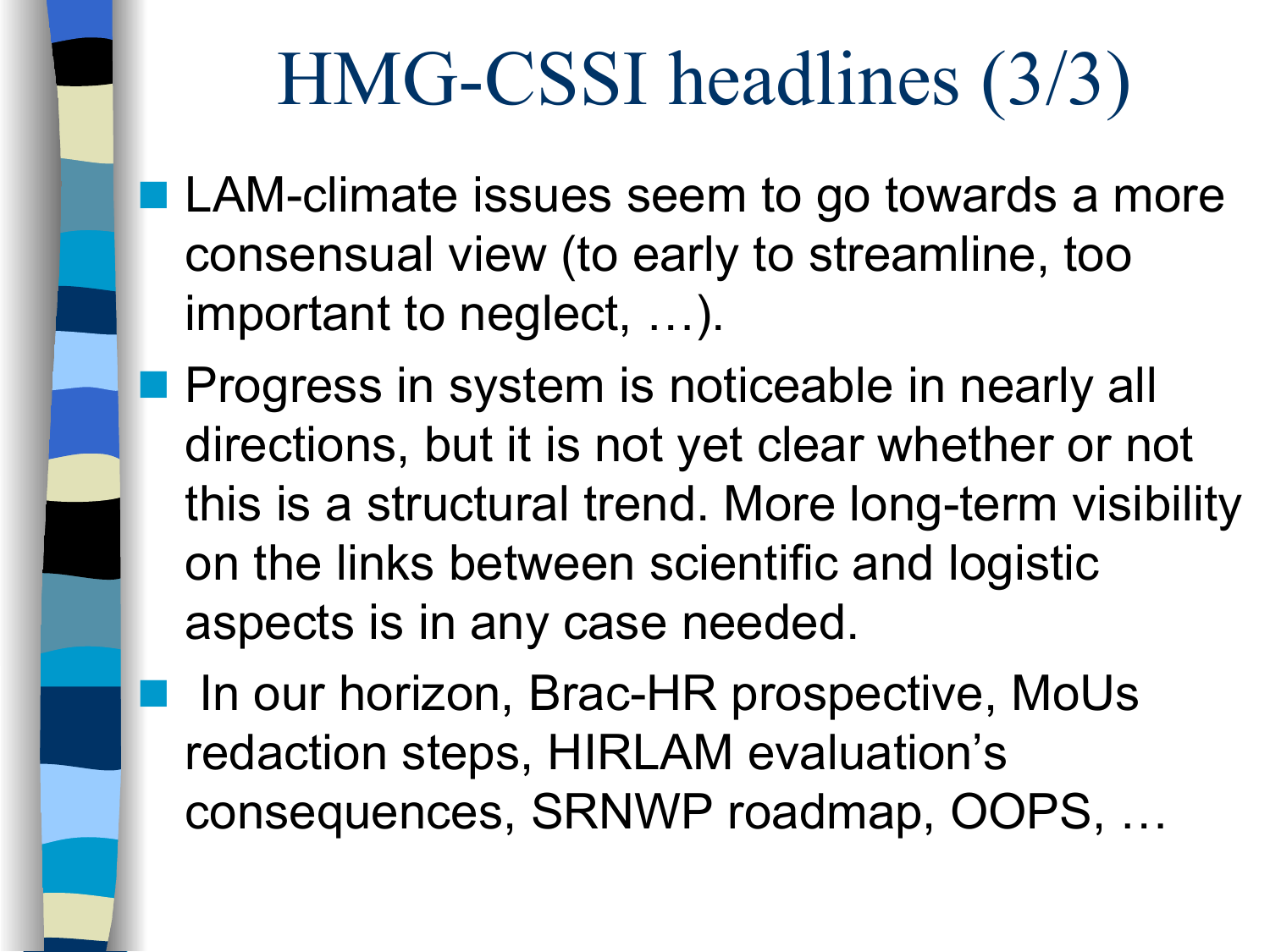# HMG-CSSI headlines (3/3)

- LAM-climate issues seem to go towards a more consensual view (to early to streamline, too important to neglect, …).
- Progress in system is noticeable in nearly all directions, but it is not yet clear whether or not this is a structural trend. More long-term visibility on the links between scientific and logistic aspects is in any case needed.
- In our horizon, Brac-HR prospective, MoUs redaction steps, HIRLAM evaluation's consequences, SRNWP roadmap, OOPS, …